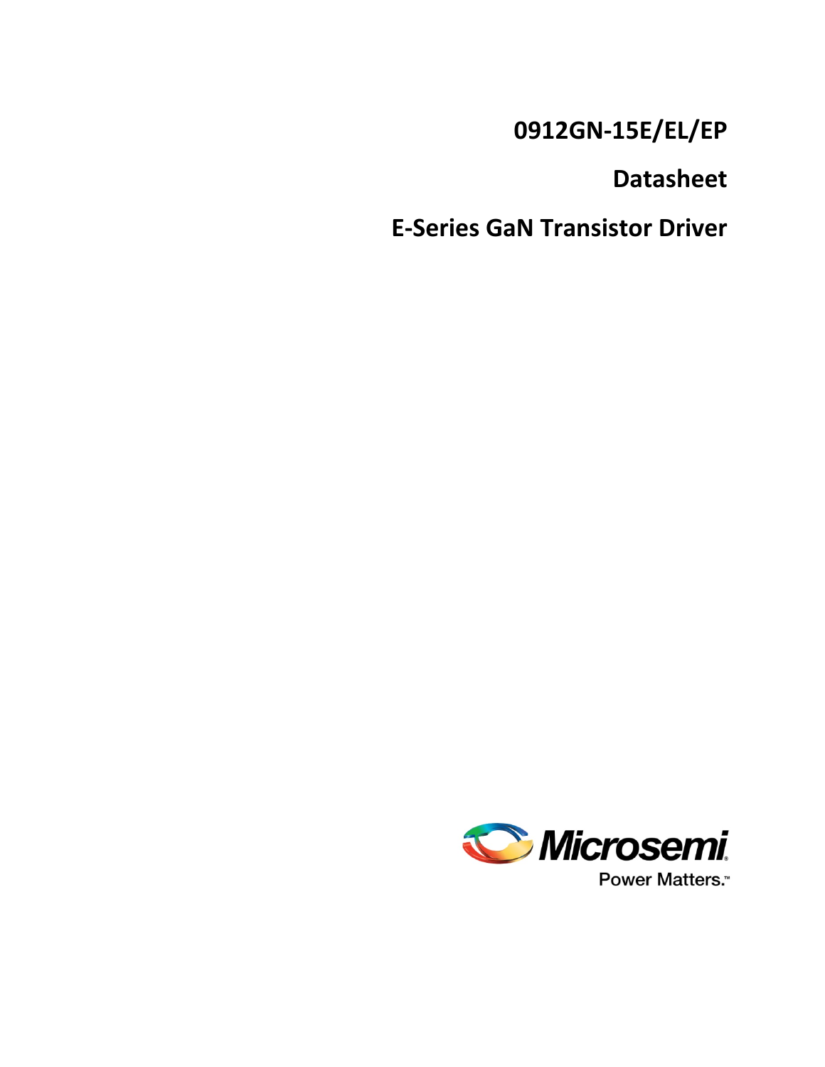# 0912GN-15E/EL/EP

# Datasheet

# E-Series GaN Transistor Driver

Microsemi

Power Matters.™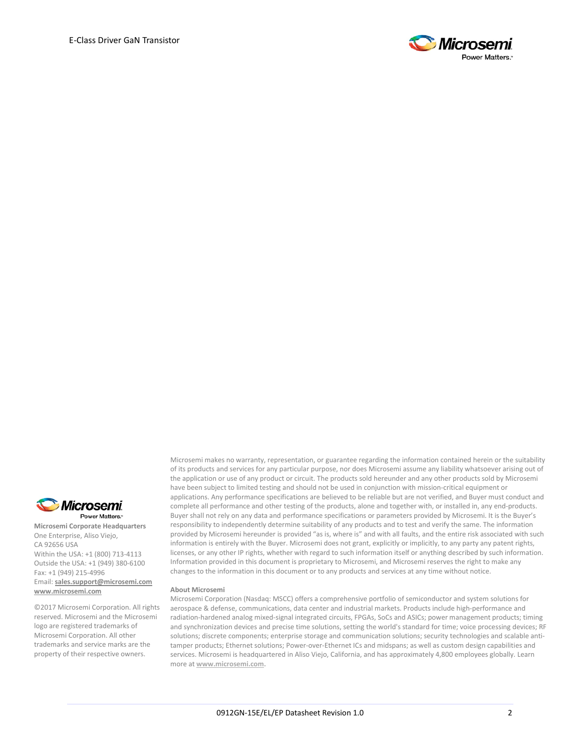**Microsemi Corporate Headquarters**
One Enterprise, Aliso Viejo,
CA 92656 USA
Within the USA: +1 (800) 713-4113
Outside the USA: +1 (949) 380-6100
Fax: +1 (949) 215-4996
Email: **sales.support@microsemi.com**
**www.microsemi.com**

©2017 Microsemi Corporation. All rights reserved. Microsemi and the Microsemi logo are registered trademarks of Microsemi Corporation. All other trademarks and service marks are the property of their respective owners.

Microsemi makes no warranty, representation, or guarantee regarding the information contained herein or the suitability of its products and services for any particular purpose, nor does Microsemi assume any liability whatsoever arising out of the application or use of any product or circuit. The products sold hereunder and any other products sold by Microsemi have been subject to limited testing and should not be used in conjunction with mission-critical equipment or applications. Any performance specifications are believed to be reliable but are not verified, and Buyer must conduct and complete all performance and other testing of the products, alone and together with, or installed in, any end-products. Buyer shall not rely on any data and performance specifications or parameters provided by Microsemi. It is the Buyer's responsibility to independently determine suitability of any products and to test and verify the same. The information provided by Microsemi hereunder is provided "as is, where is" and with all faults, and the entire risk associated with such information is entirely with the Buyer. Microsemi does not grant, explicitly or implicitly, to any party any patent rights, licenses, or any other IP rights, whether with regard to such information itself or anything described by such information. Information provided in this document is proprietary to Microsemi, and Microsemi reserves the right to make any changes to the information in this document or to any products and services at any time without notice.

**About Microsemi**

Microsemi Corporation (Nasdaq: MSCC) offers a comprehensive portfolio of semiconductor and system solutions for aerospace & defense, communications, data center and industrial markets. Products include high-performance and radiation-hardened analog mixed-signal integrated circuits, FPGAs, SoCs and ASICs; power management products; timing and synchronization devices and precise time solutions, setting the world's standard for time; voice processing devices; RF solutions; discrete components; enterprise storage and communication solutions; security technologies and scalable anti-tamper products; Ethernet solutions; Power-over-Ethernet ICs and midspans; as well as custom design capabilities and services. Microsemi is headquartered in Aliso Viejo, California, and has approximately 4,800 employees globally. Learn more at **www.microsemi.com**.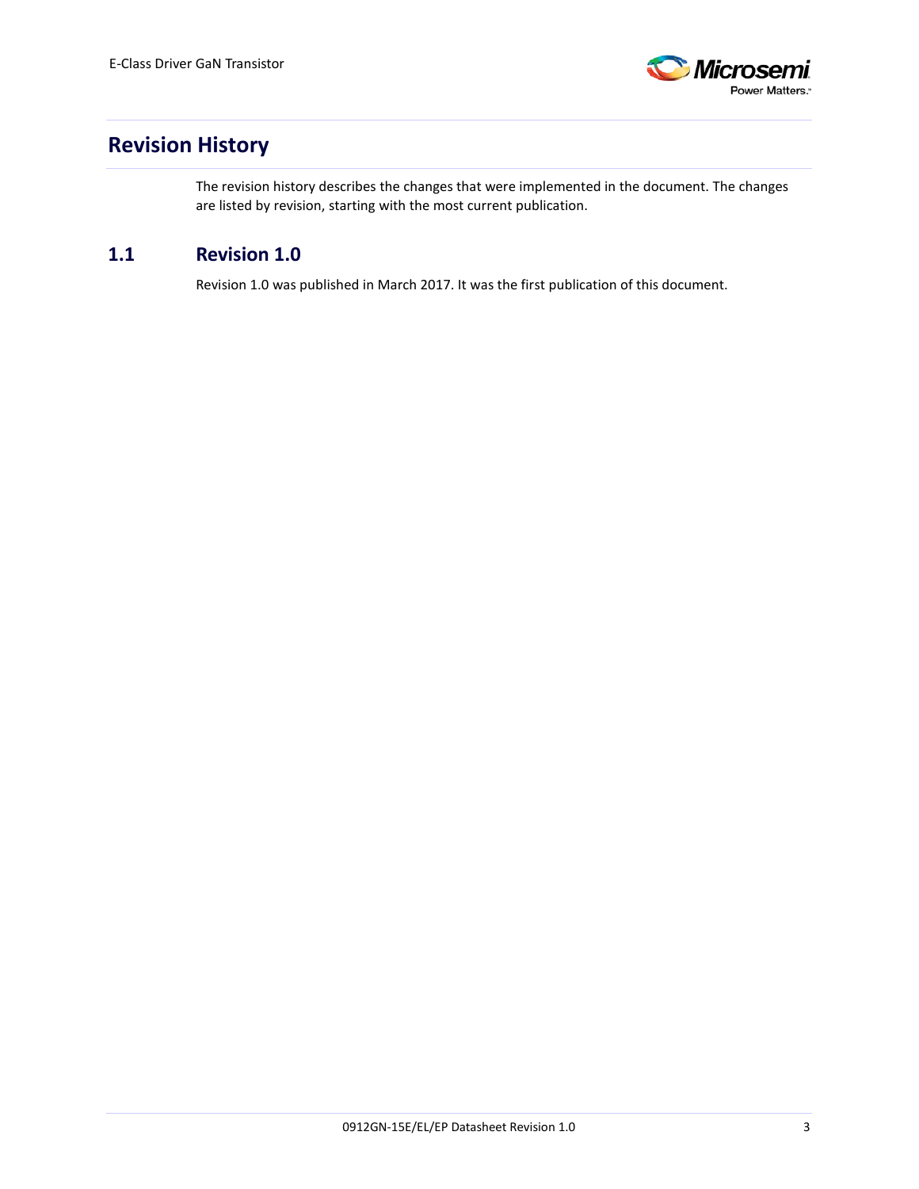# Revision History

The revision history describes the changes that were implemented in the document. The changes are listed by revision, starting with the most current publication.

## 1.1 Revision 1.0

Revision 1.0 was published in March 2017. It was the first publication of this document.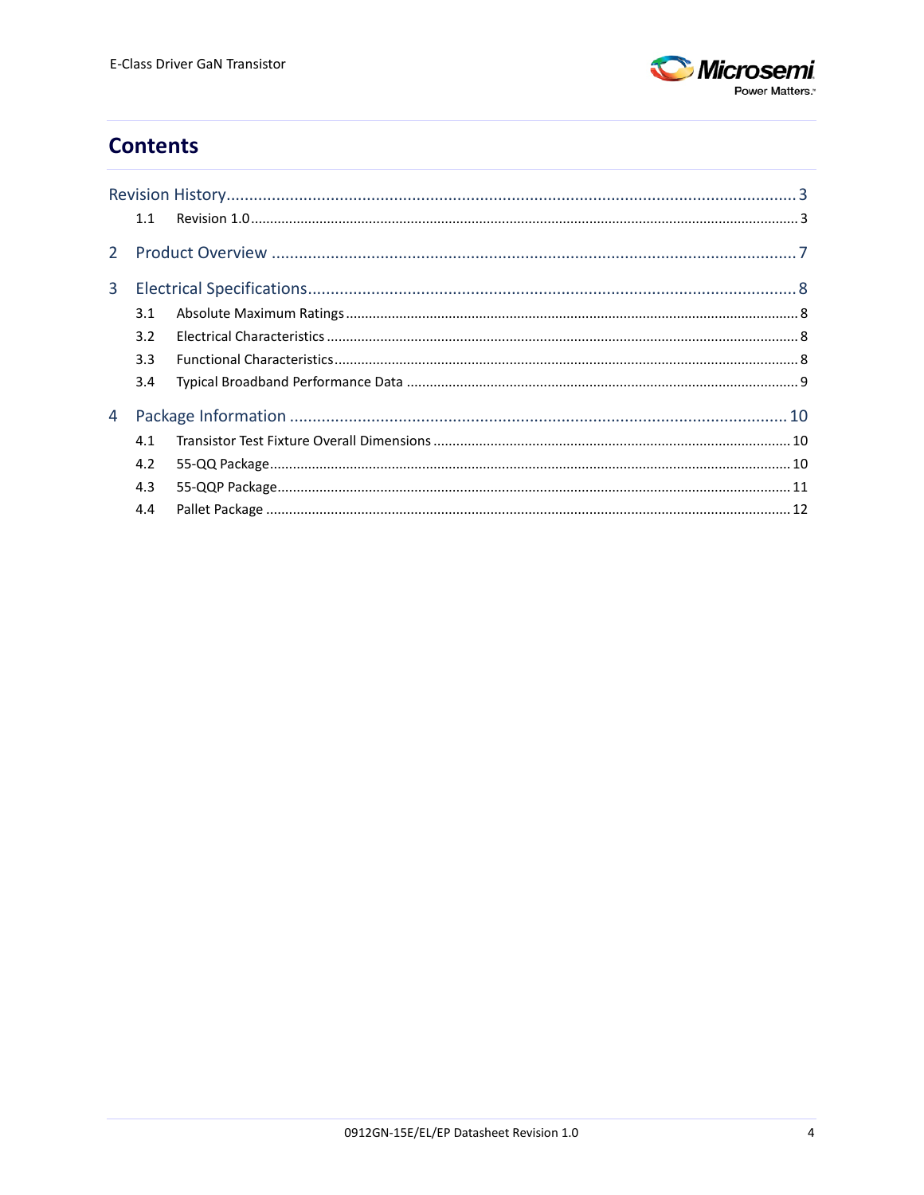# Contents

Revision History ........................................................................ 3

- 1.1 Revision 1.0 ........................................................................ 3

2 Product Overview ........................................................................ 7

3 Electrical Specifications ........................................................................ 8

- 3.1 Absolute Maximum Ratings ........................................................................ 8
- 3.2 Electrical Characteristics ........................................................................ 8
- 3.3 Functional Characteristics ........................................................................ 8
- 3.4 Typical Broadband Performance Data ........................................................................ 9

4 Package Information ........................................................................ 10

- 4.1 Transistor Test Fixture Overall Dimensions ........................................................................ 10
- 4.2 55-QQ Package ........................................................................ 10
- 4.3 55-QQP Package ........................................................................ 11
- 4.4 Pallet Package ........................................................................ 12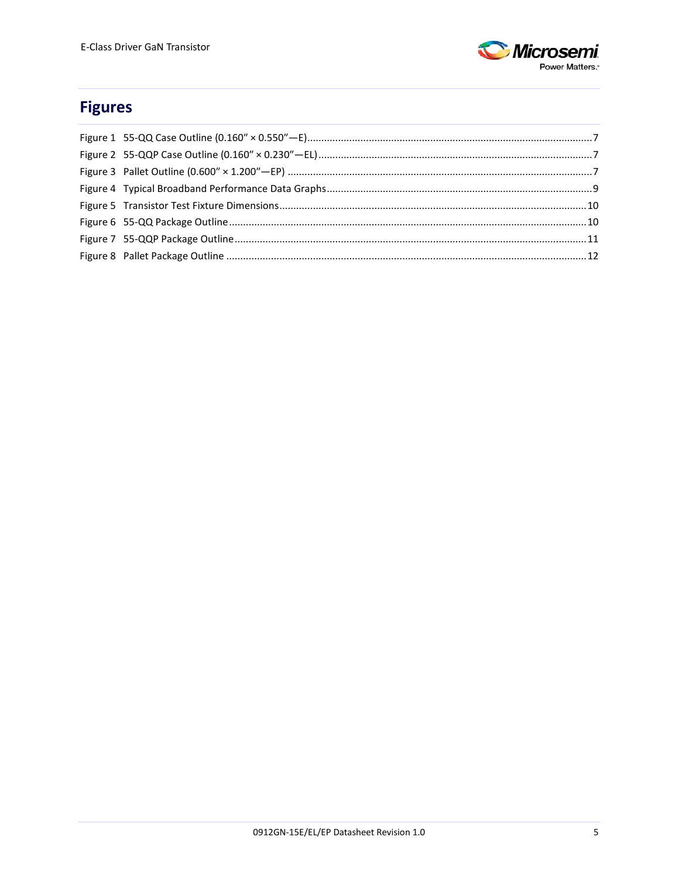# Figures

Figure 1 55-QQ Case Outline (0.160″ × 0.550″—E) ..... 7
Figure 2 55-QQP Case Outline (0.160″ × 0.230″—EL) ..... 7
Figure 3 Pallet Outline (0.600″ × 1.200″—EP) ..... 7
Figure 4 Typical Broadband Performance Data Graphs ..... 9
Figure 5 Transistor Test Fixture Dimensions ..... 10
Figure 6 55-QQ Package Outline ..... 10
Figure 7 55-QQP Package Outline ..... 11
Figure 8 Pallet Package Outline ..... 12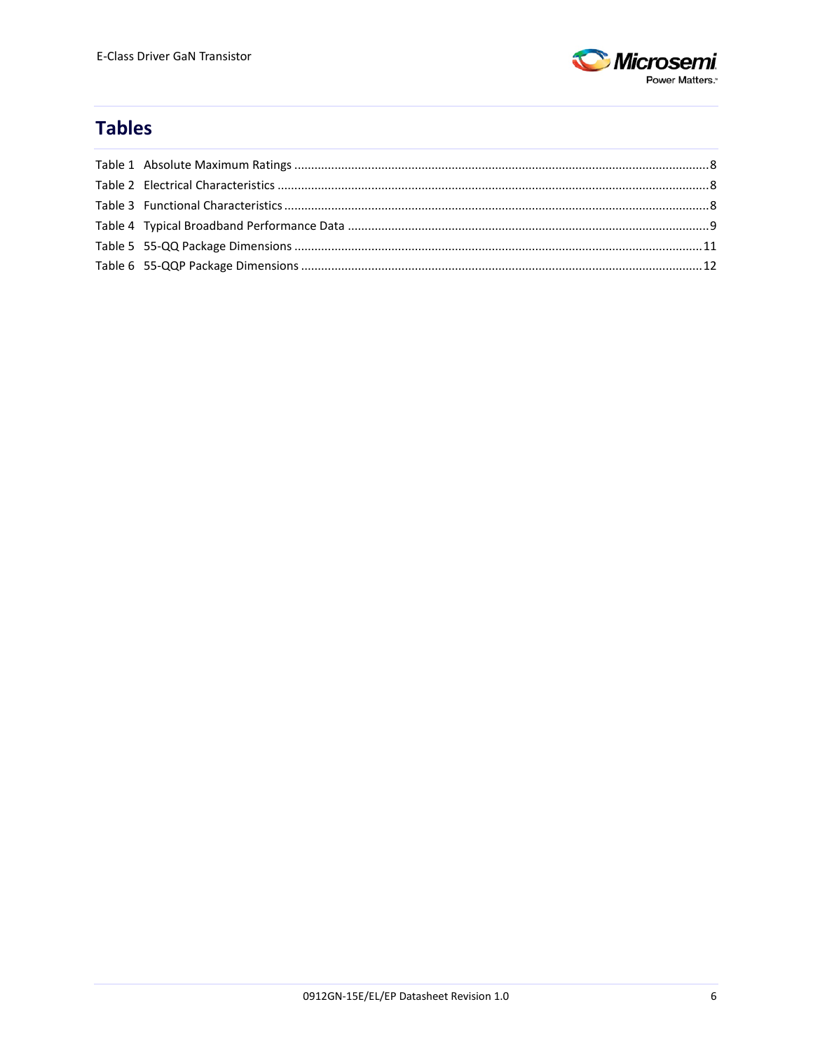# Tables

Table 1 Absolute Maximum Ratings .......................................................................................................... 8
Table 2 Electrical Characteristics .............................................................................................................. 8
Table 3 Functional Characteristics ............................................................................................................ 8
Table 4 Typical Broadband Performance Data .......................................................................................... 9
Table 5 55-QQ Package Dimensions ........................................................................................................ 11
Table 6 55-QQP Package Dimensions ...................................................................................................... 12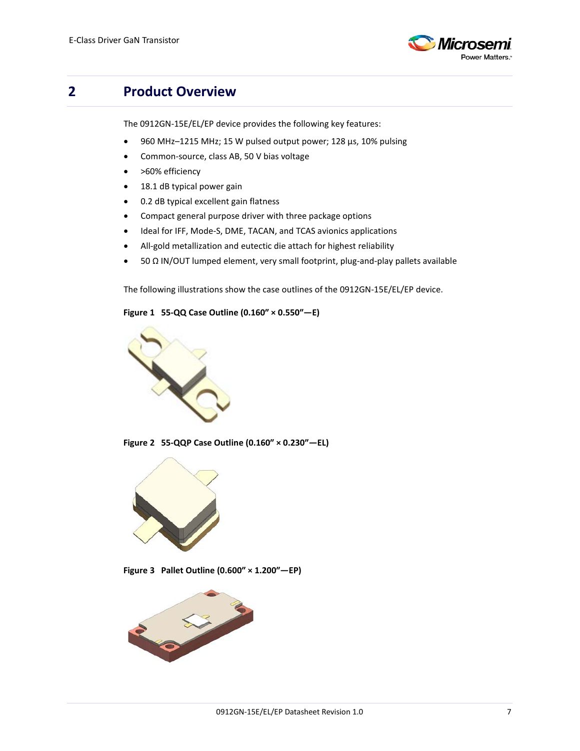# 2 Product Overview

The 0912GN-15E/EL/EP device provides the following key features:

- 960 MHz–1215 MHz; 15 W pulsed output power; 128 µs, 10% pulsing
- Common-source, class AB, 50 V bias voltage
- >60% efficiency
- 18.1 dB typical power gain
- 0.2 dB typical excellent gain flatness
- Compact general purpose driver with three package options
- Ideal for IFF, Mode-S, DME, TACAN, and TCAS avionics applications
- All-gold metallization and eutectic die attach for highest reliability
- 50 Ω IN/OUT lumped element, very small footprint, plug-and-play pallets available

The following illustrations show the case outlines of the 0912GN-15E/EL/EP device.

**Figure 1 55-QQ Case Outline (0.160" × 0.550"—E)**

**Figure 2 55-QQP Case Outline (0.160" × 0.230"—EL)**

**Figure 3 Pallet Outline (0.600" × 1.200"—EP)**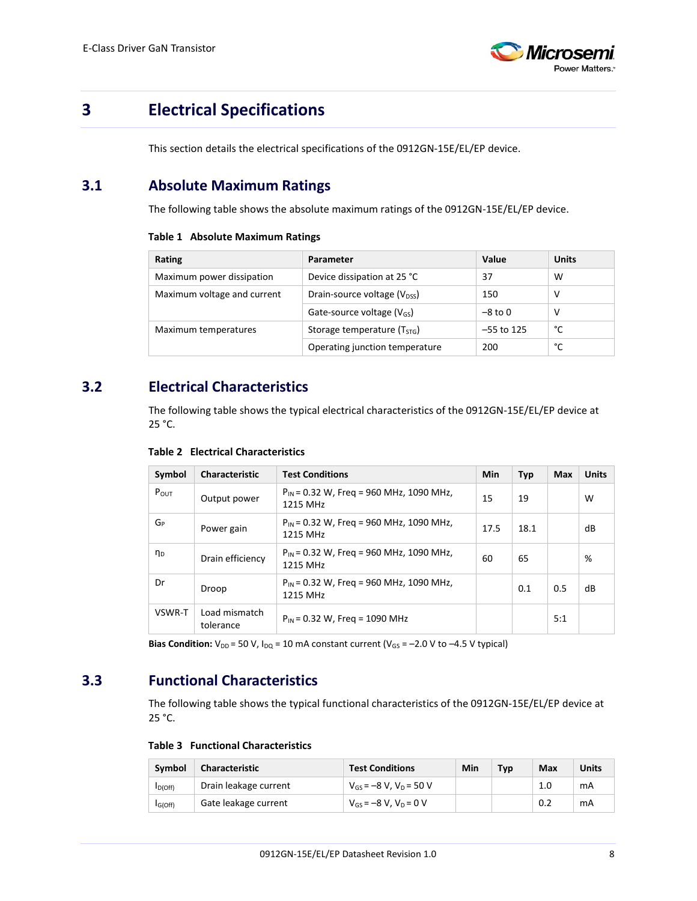# 3 Electrical Specifications

This section details the electrical specifications of the 0912GN-15E/EL/EP device.

## 3.1 Absolute Maximum Ratings

The following table shows the absolute maximum ratings of the 0912GN-15E/EL/EP device.

**Table 1 Absolute Maximum Ratings**

| Rating | Parameter | Value | Units |
|---|---|---|---|
| Maximum power dissipation | Device dissipation at 25 °C | 37 | W |
| Maximum voltage and current | Drain-source voltage ($V_{DSS}$) | 150 | V |
| | Gate-source voltage ($V_{GS}$) | –8 to 0 | V |
| Maximum temperatures | Storage temperature ($T_{STG}$) | –55 to 125 | °C |
| | Operating junction temperature | 200 | °C |

## 3.2 Electrical Characteristics

The following table shows the typical electrical characteristics of the 0912GN-15E/EL/EP device at 25 °C.

**Table 2 Electrical Characteristics**

| Symbol | Characteristic | Test Conditions | Min | Typ | Max | Units |
|---|---|---|---|---|---|---|
| $P_{OUT}$ | Output power | $P_{IN}$ = 0.32 W, Freq = 960 MHz, 1090 MHz, 1215 MHz | 15 | 19 | | W |
| $G_P$ | Power gain | $P_{IN}$ = 0.32 W, Freq = 960 MHz, 1090 MHz, 1215 MHz | 17.5 | 18.1 | | dB |
| $\eta_D$ | Drain efficiency | $P_{IN}$ = 0.32 W, Freq = 960 MHz, 1090 MHz, 1215 MHz | 60 | 65 | | % |
| Dr | Droop | $P_{IN}$ = 0.32 W, Freq = 960 MHz, 1090 MHz, 1215 MHz | | 0.1 | 0.5 | dB |
| VSWR-T | Load mismatch tolerance | $P_{IN}$ = 0.32 W, Freq = 1090 MHz | | | 5:1 | |

**Bias Condition:** $V_{DD}$ = 50 V, $I_{DQ}$ = 10 mA constant current ($V_{GS}$ = –2.0 V to –4.5 V typical)

## 3.3 Functional Characteristics

The following table shows the typical functional characteristics of the 0912GN-15E/EL/EP device at 25 °C.

**Table 3 Functional Characteristics**

| Symbol | Characteristic | Test Conditions | Min | Typ | Max | Units |
|---|---|---|---|---|---|---|
| $I_{D(Off)}$ | Drain leakage current | $V_{GS}$ = –8 V, $V_D$ = 50 V | | | 1.0 | mA |
| $I_{G(Off)}$ | Gate leakage current | $V_{GS}$ = –8 V, $V_D$ = 0 V | | | 0.2 | mA |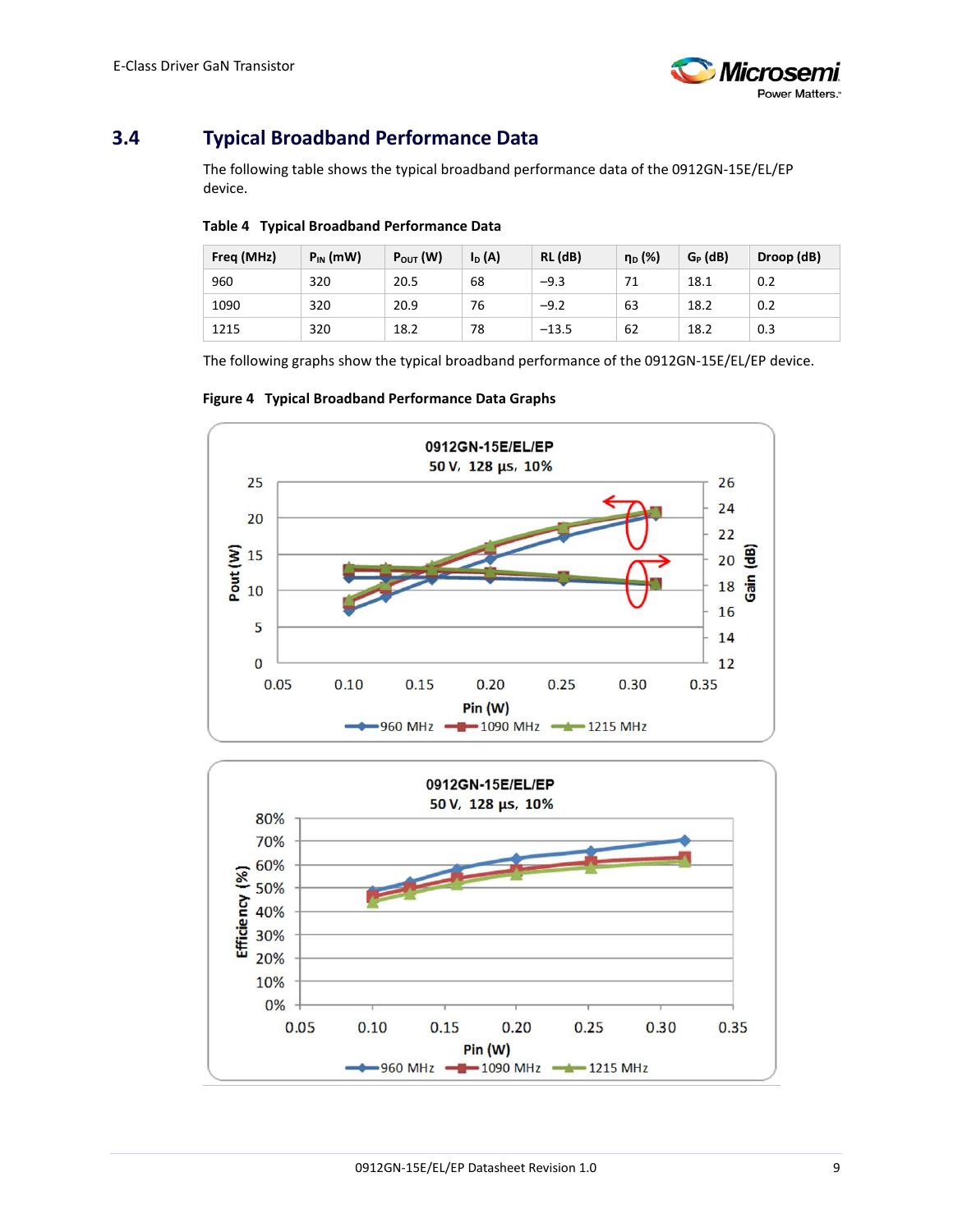## 3.4 Typical Broadband Performance Data

The following table shows the typical broadband performance data of the 0912GN-15E/EL/EP device.

**Table 4 Typical Broadband Performance Data**

| Freq (MHz) | $P_{IN}$ (mW) | $P_{OUT}$ (W) | $I_D$ (A) | RL (dB) | $\eta_D$ (%) | $G_P$ (dB) | Droop (dB) |
|---|---|---|---|---|---|---|---|
| 960 | 320 | 20.5 | 68 | −9.3 | 71 | 18.1 | 0.2 |
| 1090 | 320 | 20.9 | 76 | −9.2 | 63 | 18.2 | 0.2 |
| 1215 | 320 | 18.2 | 78 | −13.5 | 62 | 18.2 | 0.3 |

The following graphs show the typical broadband performance of the 0912GN-15E/EL/EP device.

**Figure 4 Typical Broadband Performance Data Graphs**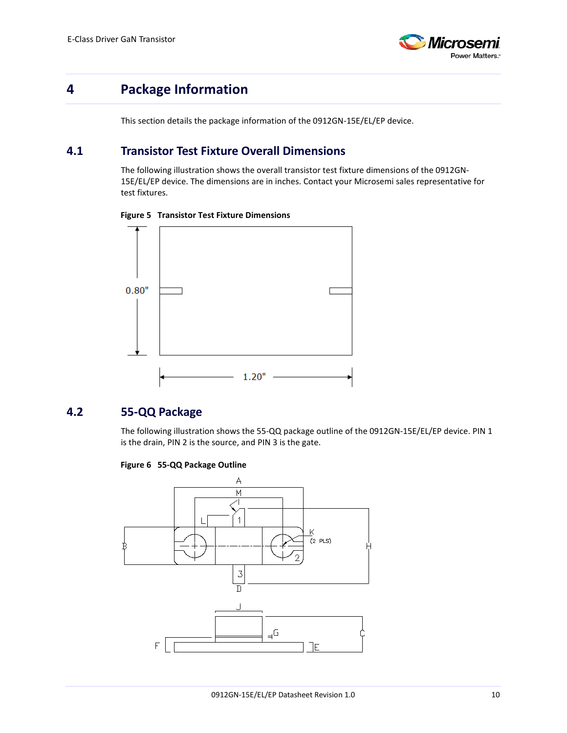# 4 Package Information

This section details the package information of the 0912GN-15E/EL/EP device.

## 4.1 Transistor Test Fixture Overall Dimensions

The following illustration shows the overall transistor test fixture dimensions of the 0912GN-15E/EL/EP device. The dimensions are in inches. Contact your Microsemi sales representative for test fixtures.

**Figure 5 Transistor Test Fixture Dimensions**

## 4.2 55-QQ Package

The following illustration shows the 55-QQ package outline of the 0912GN-15E/EL/EP device. PIN 1 is the drain, PIN 2 is the source, and PIN 3 is the gate.

**Figure 6 55-QQ Package Outline**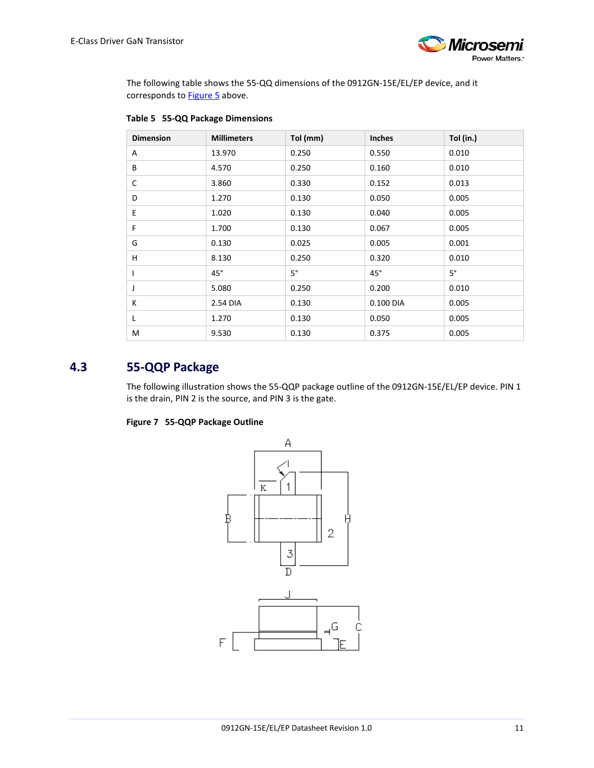The following table shows the 55-QQ dimensions of the 0912GN-15E/EL/EP device, and it corresponds to Figure 5 above.

**Table 5 55-QQ Package Dimensions**

| Dimension | Millimeters | Tol (mm) | Inches | Tol (in.) |
|---|---|---|---|---|
| A | 13.970 | 0.250 | 0.550 | 0.010 |
| B | 4.570 | 0.250 | 0.160 | 0.010 |
| C | 3.860 | 0.330 | 0.152 | 0.013 |
| D | 1.270 | 0.130 | 0.050 | 0.005 |
| E | 1.020 | 0.130 | 0.040 | 0.005 |
| F | 1.700 | 0.130 | 0.067 | 0.005 |
| G | 0.130 | 0.025 | 0.005 | 0.001 |
| H | 8.130 | 0.250 | 0.320 | 0.010 |
| I | 45° | 5° | 45° | 5° |
| J | 5.080 | 0.250 | 0.200 | 0.010 |
| K | 2.54 DIA | 0.130 | 0.100 DIA | 0.005 |
| L | 1.270 | 0.130 | 0.050 | 0.005 |
| M | 9.530 | 0.130 | 0.375 | 0.005 |

## 4.3 55-QQP Package

The following illustration shows the 55-QQP package outline of the 0912GN-15E/EL/EP device. PIN 1 is the drain, PIN 2 is the source, and PIN 3 is the gate.

**Figure 7 55-QQP Package Outline**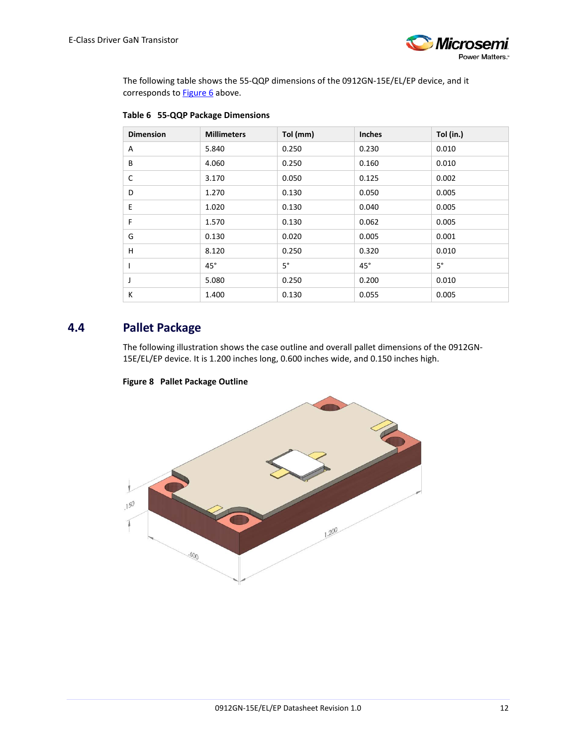The following table shows the 55-QQP dimensions of the 0912GN-15E/EL/EP device, and it corresponds to Figure 6 above.

**Table 6 55-QQP Package Dimensions**

| Dimension | Millimeters | Tol (mm) | Inches | Tol (in.) |
|---|---|---|---|---|
| A | 5.840 | 0.250 | 0.230 | 0.010 |
| B | 4.060 | 0.250 | 0.160 | 0.010 |
| C | 3.170 | 0.050 | 0.125 | 0.002 |
| D | 1.270 | 0.130 | 0.050 | 0.005 |
| E | 1.020 | 0.130 | 0.040 | 0.005 |
| F | 1.570 | 0.130 | 0.062 | 0.005 |
| G | 0.130 | 0.020 | 0.005 | 0.001 |
| H | 8.120 | 0.250 | 0.320 | 0.010 |
| I | 45° | 5° | 45° | 5° |
| J | 5.080 | 0.250 | 0.200 | 0.010 |
| K | 1.400 | 0.130 | 0.055 | 0.005 |

## 4.4 Pallet Package

The following illustration shows the case outline and overall pallet dimensions of the 0912GN-15E/EL/EP device. It is 1.200 inches long, 0.600 inches wide, and 0.150 inches high.

**Figure 8 Pallet Package Outline**

.150

1.200

.600